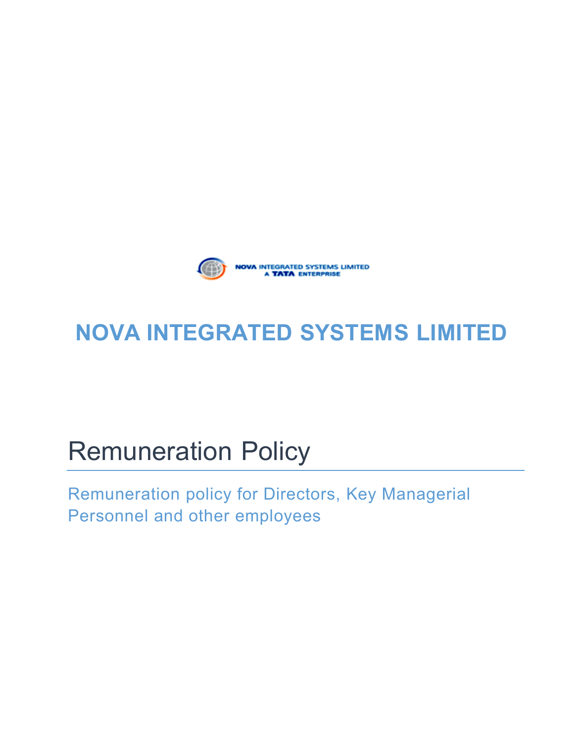NOVA INTEGRATED SYSTEMS LIMITED
A TATA ENTERPRISE

# NOVA INTEGRATED SYSTEMS LIMITED

# Remuneration Policy

## Remuneration policy for Directors, Key Managerial Personnel and other employees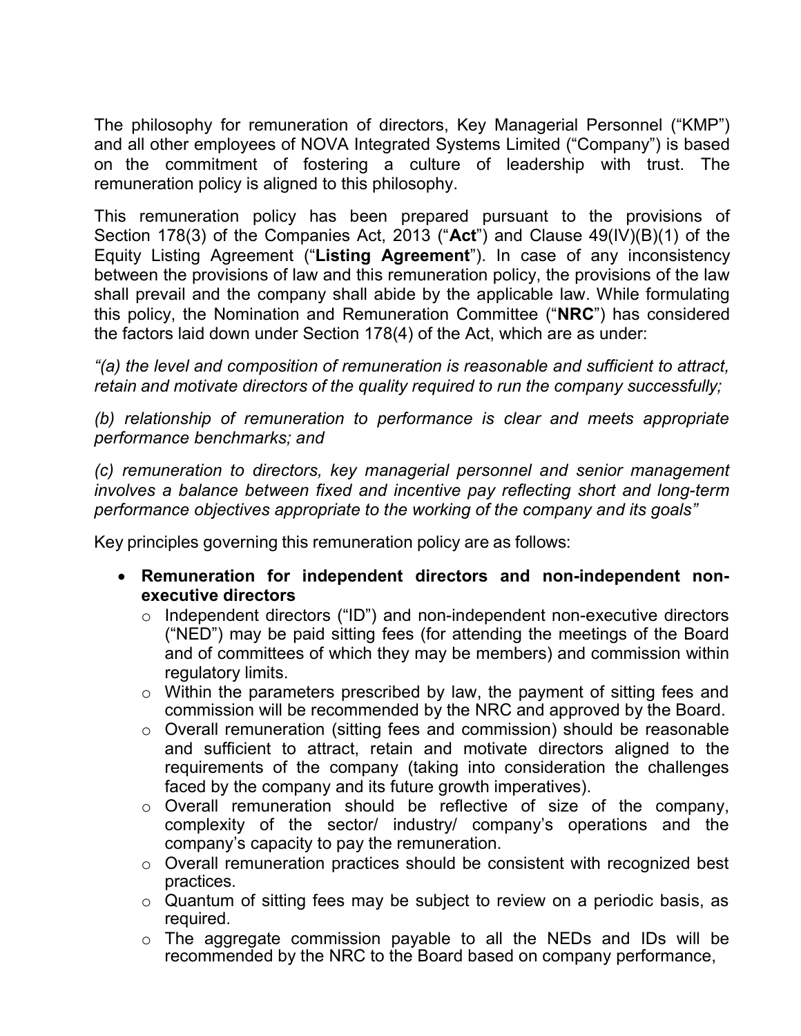The philosophy for remuneration of directors, Key Managerial Personnel ("KMP") and all other employees of NOVA Integrated Systems Limited ("Company") is based on the commitment of fostering a culture of leadership with trust. The remuneration policy is aligned to this philosophy.

This remuneration policy has been prepared pursuant to the provisions of Section 178(3) of the Companies Act, 2013 ("**Act**") and Clause 49(IV)(B)(1) of the Equity Listing Agreement ("**Listing Agreement**"). In case of any inconsistency between the provisions of law and this remuneration policy, the provisions of the law shall prevail and the company shall abide by the applicable law. While formulating this policy, the Nomination and Remuneration Committee ("**NRC**") has considered the factors laid down under Section 178(4) of the Act, which are as under:

*"(a) the level and composition of remuneration is reasonable and sufficient to attract, retain and motivate directors of the quality required to run the company successfully;*

*(b) relationship of remuneration to performance is clear and meets appropriate performance benchmarks; and*

*(c) remuneration to directors, key managerial personnel and senior management involves a balance between fixed and incentive pay reflecting short and long-term performance objectives appropriate to the working of the company and its goals"*

Key principles governing this remuneration policy are as follows:

- **Remuneration for independent directors and non-independent non-executive directors**
  - Independent directors ("ID") and non-independent non-executive directors ("NED") may be paid sitting fees (for attending the meetings of the Board and of committees of which they may be members) and commission within regulatory limits.
  - Within the parameters prescribed by law, the payment of sitting fees and commission will be recommended by the NRC and approved by the Board.
  - Overall remuneration (sitting fees and commission) should be reasonable and sufficient to attract, retain and motivate directors aligned to the requirements of the company (taking into consideration the challenges faced by the company and its future growth imperatives).
  - Overall remuneration should be reflective of size of the company, complexity of the sector/ industry/ company's operations and the company's capacity to pay the remuneration.
  - Overall remuneration practices should be consistent with recognized best practices.
  - Quantum of sitting fees may be subject to review on a periodic basis, as required.
  - The aggregate commission payable to all the NEDs and IDs will be recommended by the NRC to the Board based on company performance,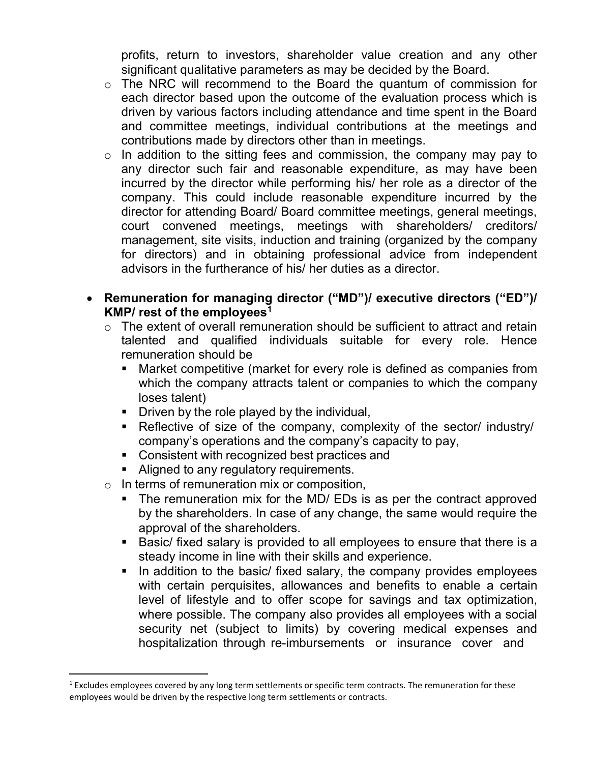profits, return to investors, shareholder value creation and any other significant qualitative parameters as may be decided by the Board.

  - The NRC will recommend to the Board the quantum of commission for each director based upon the outcome of the evaluation process which is driven by various factors including attendance and time spent in the Board and committee meetings, individual contributions at the meetings and contributions made by directors other than in meetings.
  - In addition to the sitting fees and commission, the company may pay to any director such fair and reasonable expenditure, as may have been incurred by the director while performing his/ her role as a director of the company. This could include reasonable expenditure incurred by the director for attending Board/ Board committee meetings, general meetings, court convened meetings, meetings with shareholders/ creditors/ management, site visits, induction and training (organized by the company for directors) and in obtaining professional advice from independent advisors in the furtherance of his/ her duties as a director.

- **Remuneration for managing director ("MD")/ executive directors ("ED")/ KMP/ rest of the employees[1]**
  - The extent of overall remuneration should be sufficient to attract and retain talented and qualified individuals suitable for every role. Hence remuneration should be
    - Market competitive (market for every role is defined as companies from which the company attracts talent or companies to which the company loses talent)
    - Driven by the role played by the individual,
    - Reflective of size of the company, complexity of the sector/ industry/ company's operations and the company's capacity to pay,
    - Consistent with recognized best practices and
    - Aligned to any regulatory requirements.
  - In terms of remuneration mix or composition,
    - The remuneration mix for the MD/ EDs is as per the contract approved by the shareholders. In case of any change, the same would require the approval of the shareholders.
    - Basic/ fixed salary is provided to all employees to ensure that there is a steady income in line with their skills and experience.
    - In addition to the basic/ fixed salary, the company provides employees with certain perquisites, allowances and benefits to enable a certain level of lifestyle and to offer scope for savings and tax optimization, where possible. The company also provides all employees with a social security net (subject to limits) by covering medical expenses and hospitalization through re-imbursements or insurance cover and

[1] Excludes employees covered by any long term settlements or specific term contracts. The remuneration for these employees would be driven by the respective long term settlements or contracts.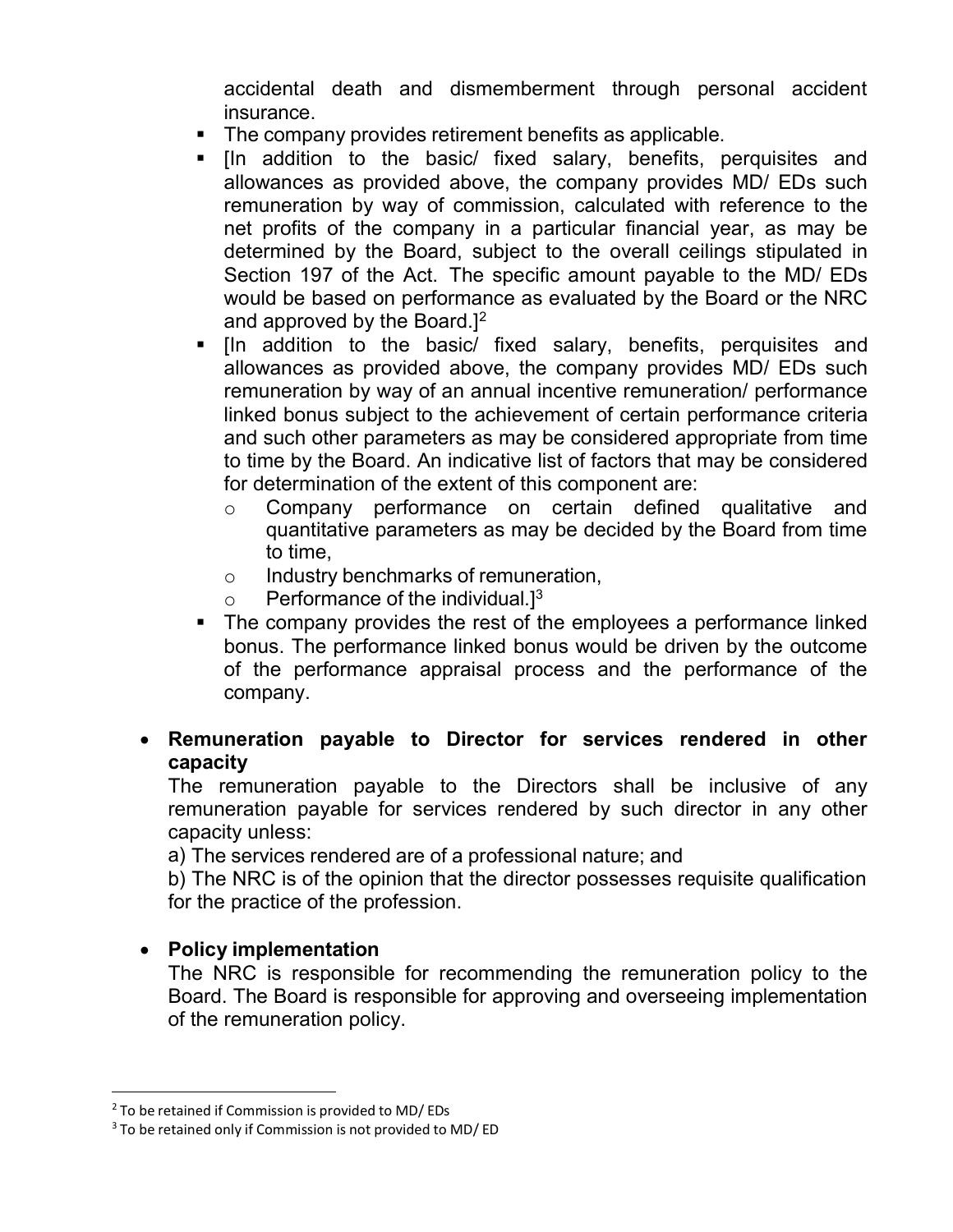accidental death and dismemberment through personal accident insurance.

- The company provides retirement benefits as applicable.
- [In addition to the basic/ fixed salary, benefits, perquisites and allowances as provided above, the company provides MD/ EDs such remuneration by way of commission, calculated with reference to the net profits of the company in a particular financial year, as may be determined by the Board, subject to the overall ceilings stipulated in Section 197 of the Act. The specific amount payable to the MD/ EDs would be based on performance as evaluated by the Board or the NRC and approved by the Board.][2]
- [In addition to the basic/ fixed salary, benefits, perquisites and allowances as provided above, the company provides MD/ EDs such remuneration by way of an annual incentive remuneration/ performance linked bonus subject to the achievement of certain performance criteria and such other parameters as may be considered appropriate from time to time by the Board. An indicative list of factors that may be considered for determination of the extent of this component are:
  - Company performance on certain defined qualitative and quantitative parameters as may be decided by the Board from time to time,
  - Industry benchmarks of remuneration,
  - Performance of the individual.][3]
- The company provides the rest of the employees a performance linked bonus. The performance linked bonus would be driven by the outcome of the performance appraisal process and the performance of the company.

- **Remuneration payable to Director for services rendered in other capacity**

  The remuneration payable to the Directors shall be inclusive of any remuneration payable for services rendered by such director in any other capacity unless:

  a) The services rendered are of a professional nature; and

  b) The NRC is of the opinion that the director possesses requisite qualification for the practice of the profession.

- **Policy implementation**

  The NRC is responsible for recommending the remuneration policy to the Board. The Board is responsible for approving and overseeing implementation of the remuneration policy.

---

[2] To be retained if Commission is provided to MD/ EDs

[3] To be retained only if Commission is not provided to MD/ ED